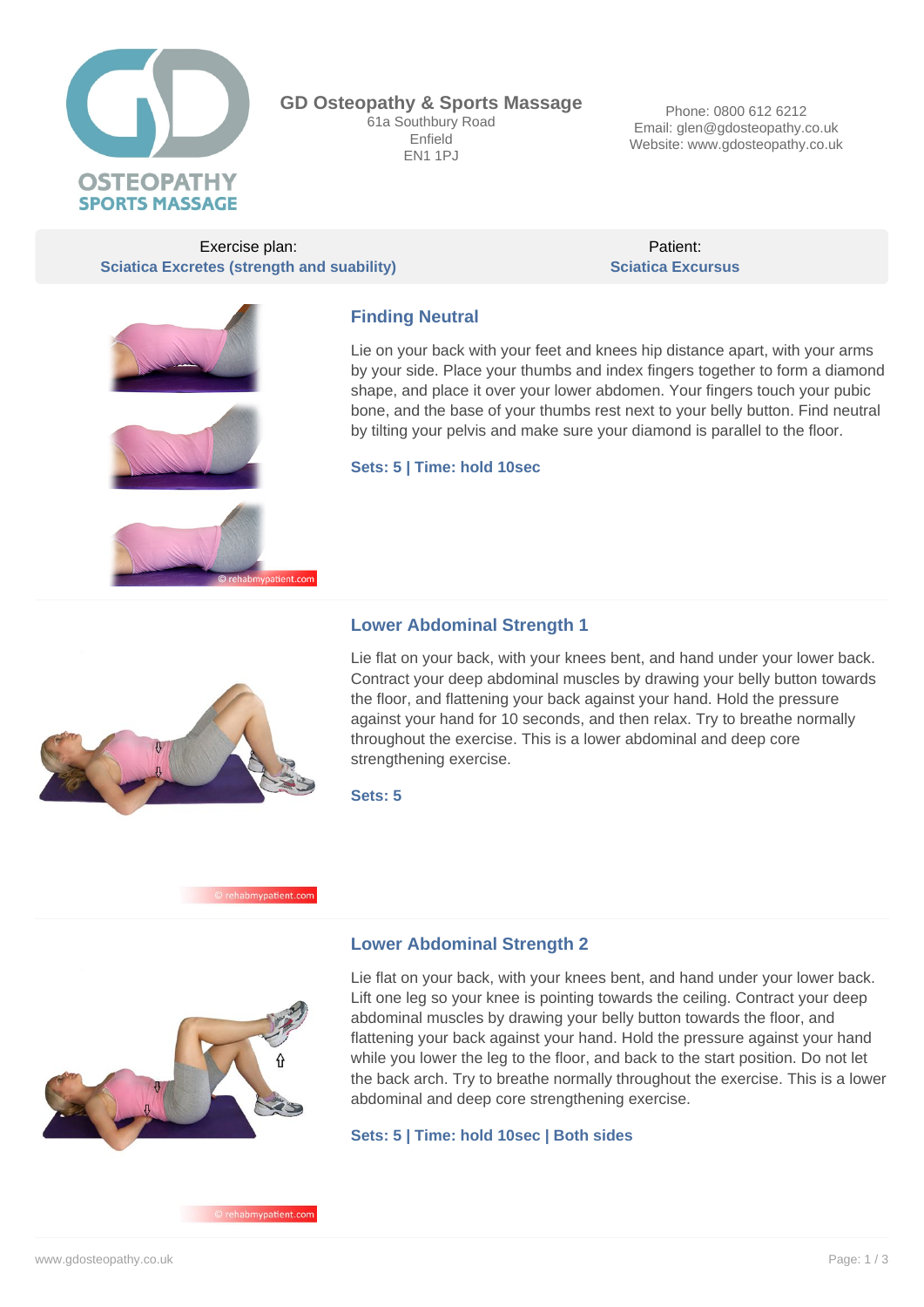**GD Osteopathy & Sports Massage**
61a Southbury Road
Enfield
EN1 1PJ

Phone: 0800 612 6212
Email: glen@gdosteopathy.co.uk
Website: www.gdosteopathy.co.uk

Exercise plan: **Sciatica Excretes (strength and suability)**

Patient: **Sciatica Excursus**

## Finding Neutral

Lie on your back with your feet and knees hip distance apart, with your arms by your side. Place your thumbs and index fingers together to form a diamond shape, and place it over your lower abdomen. Your fingers touch your pubic bone, and the base of your thumbs rest next to your belly button. Find neutral by tilting your pelvis and make sure your diamond is parallel to the floor.

**Sets: 5 | Time: hold 10sec**

## Lower Abdominal Strength 1

Lie flat on your back, with your knees bent, and hand under your lower back. Contract your deep abdominal muscles by drawing your belly button towards the floor, and flattening your back against your hand. Hold the pressure against your hand for 10 seconds, and then relax. Try to breathe normally throughout the exercise. This is a lower abdominal and deep core strengthening exercise.

**Sets: 5**

## Lower Abdominal Strength 2

Lie flat on your back, with your knees bent, and hand under your lower back. Lift one leg so your knee is pointing towards the ceiling. Contract your deep abdominal muscles by drawing your belly button towards the floor, and flattening your back against your hand. Hold the pressure against your hand while you lower the leg to the floor, and back to the start position. Do not let the back arch. Try to breathe normally throughout the exercise. This is a lower abdominal and deep core strengthening exercise.

**Sets: 5 | Time: hold 10sec | Both sides**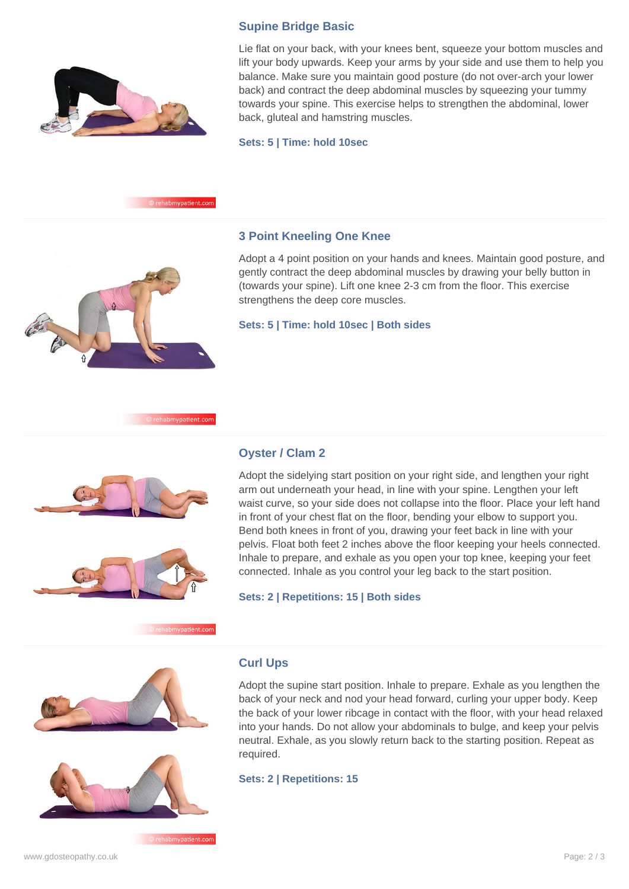## Supine Bridge Basic

Lie flat on your back, with your knees bent, squeeze your bottom muscles and lift your body upwards. Keep your arms by your side and use them to help you balance. Make sure you maintain good posture (do not over-arch your lower back) and contract the deep abdominal muscles by squeezing your tummy towards your spine. This exercise helps to strengthen the abdominal, lower back, gluteal and hamstring muscles.

**Sets: 5 | Time: hold 10sec**

## 3 Point Kneeling One Knee

Adopt a 4 point position on your hands and knees. Maintain good posture, and gently contract the deep abdominal muscles by drawing your belly button in (towards your spine). Lift one knee 2-3 cm from the floor. This exercise strengthens the deep core muscles.

**Sets: 5 | Time: hold 10sec | Both sides**

## Oyster / Clam 2

Adopt the sidelying start position on your right side, and lengthen your right arm out underneath your head, in line with your spine. Lengthen your left waist curve, so your side does not collapse into the floor. Place your left hand in front of your chest flat on the floor, bending your elbow to support you. Bend both knees in front of you, drawing your feet back in line with your pelvis. Float both feet 2 inches above the floor keeping your heels connected. Inhale to prepare, and exhale as you open your top knee, keeping your feet connected. Inhale as you control your leg back to the start position.

**Sets: 2 | Repetitions: 15 | Both sides**

## Curl Ups

Adopt the supine start position. Inhale to prepare. Exhale as you lengthen the back of your neck and nod your head forward, curling your upper body. Keep the back of your lower ribcage in contact with the floor, with your head relaxed into your hands. Do not allow your abdominals to bulge, and keep your pelvis neutral. Exhale, as you slowly return back to the starting position. Repeat as required.

**Sets: 2 | Repetitions: 15**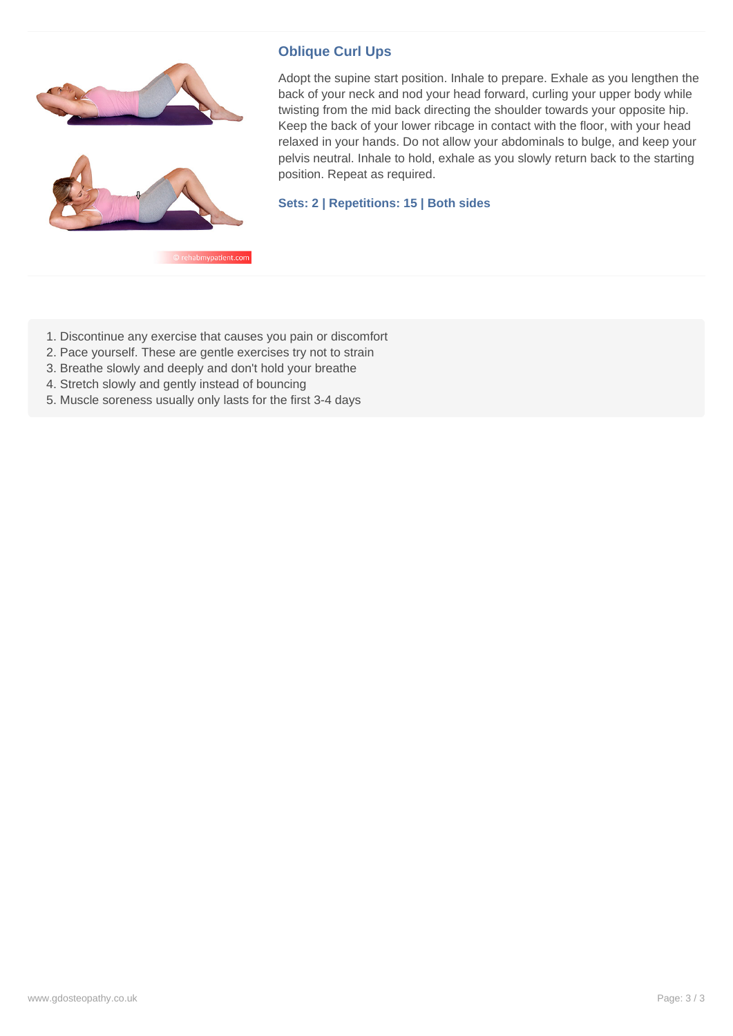### Oblique Curl Ups

Adopt the supine start position. Inhale to prepare. Exhale as you lengthen the back of your neck and nod your head forward, curling your upper body while twisting from the mid back directing the shoulder towards your opposite hip. Keep the back of your lower ribcage in contact with the floor, with your head relaxed in your hands. Do not allow your abdominals to bulge, and keep your pelvis neutral. Inhale to hold, exhale as you slowly return back to the starting position. Repeat as required.

**Sets: 2 | Repetitions: 15 | Both sides**

1. Discontinue any exercise that causes you pain or discomfort
2. Pace yourself. These are gentle exercises try not to strain
3. Breathe slowly and deeply and don't hold your breathe
4. Stretch slowly and gently instead of bouncing
5. Muscle soreness usually only lasts for the first 3-4 days